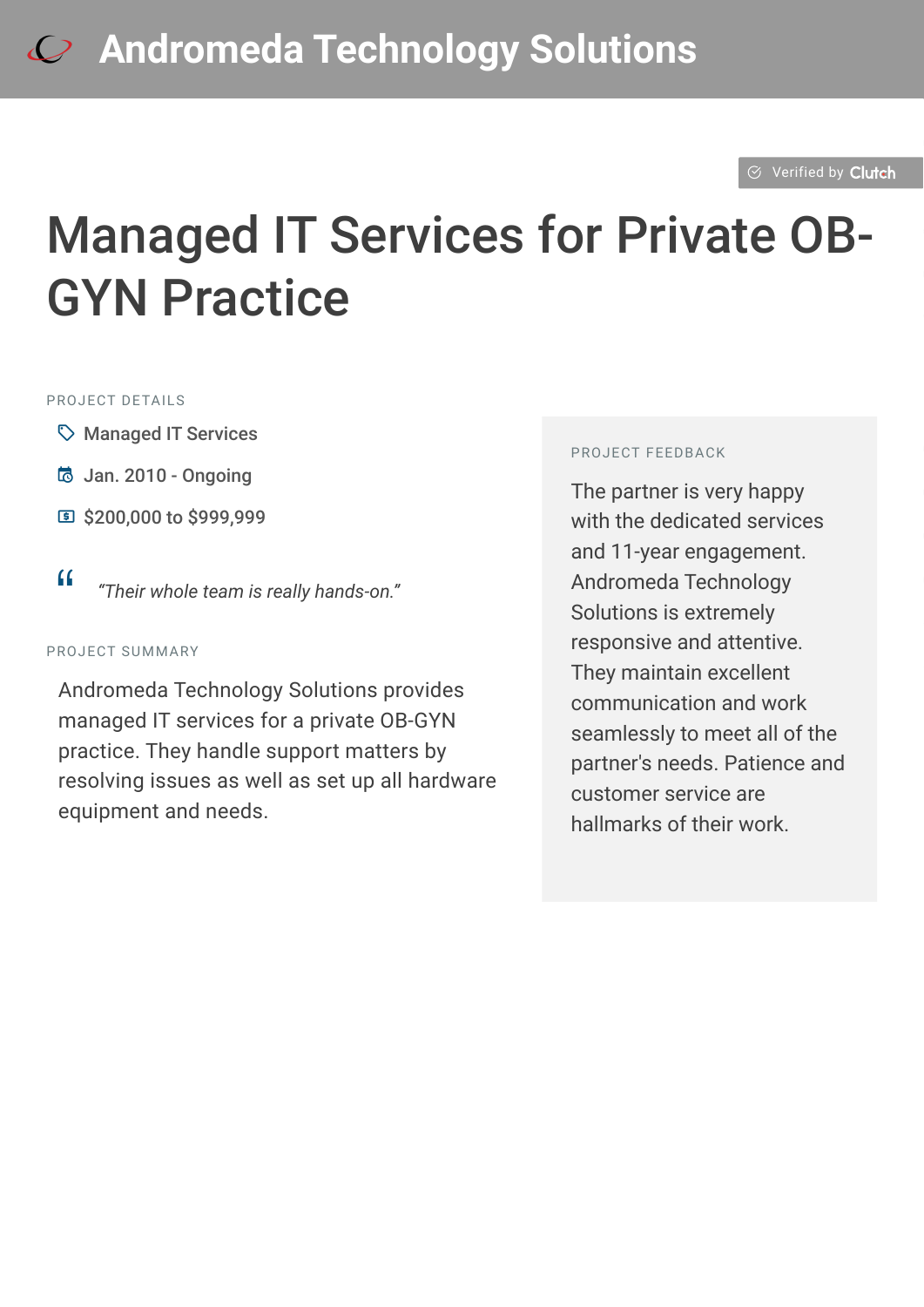# Andromeda Technology Solutions

Verified by Clutch

## Managed IT Services for Private OB-GYN Practice

### PROJECT DETAILS

- Managed IT Services
- Jan. 2010 - Ongoing
- $200,000 to $999,999

> *"Their whole team is really hands-on."*

### PROJECT SUMMARY

Andromeda Technology Solutions provides managed IT services for a private OB-GYN practice. They handle support matters by resolving issues as well as set up all hardware equipment and needs.

### PROJECT FEEDBACK

The partner is very happy with the dedicated services and 11-year engagement. Andromeda Technology Solutions is extremely responsive and attentive. They maintain excellent communication and work seamlessly to meet all of the partner's needs. Patience and customer service are hallmarks of their work.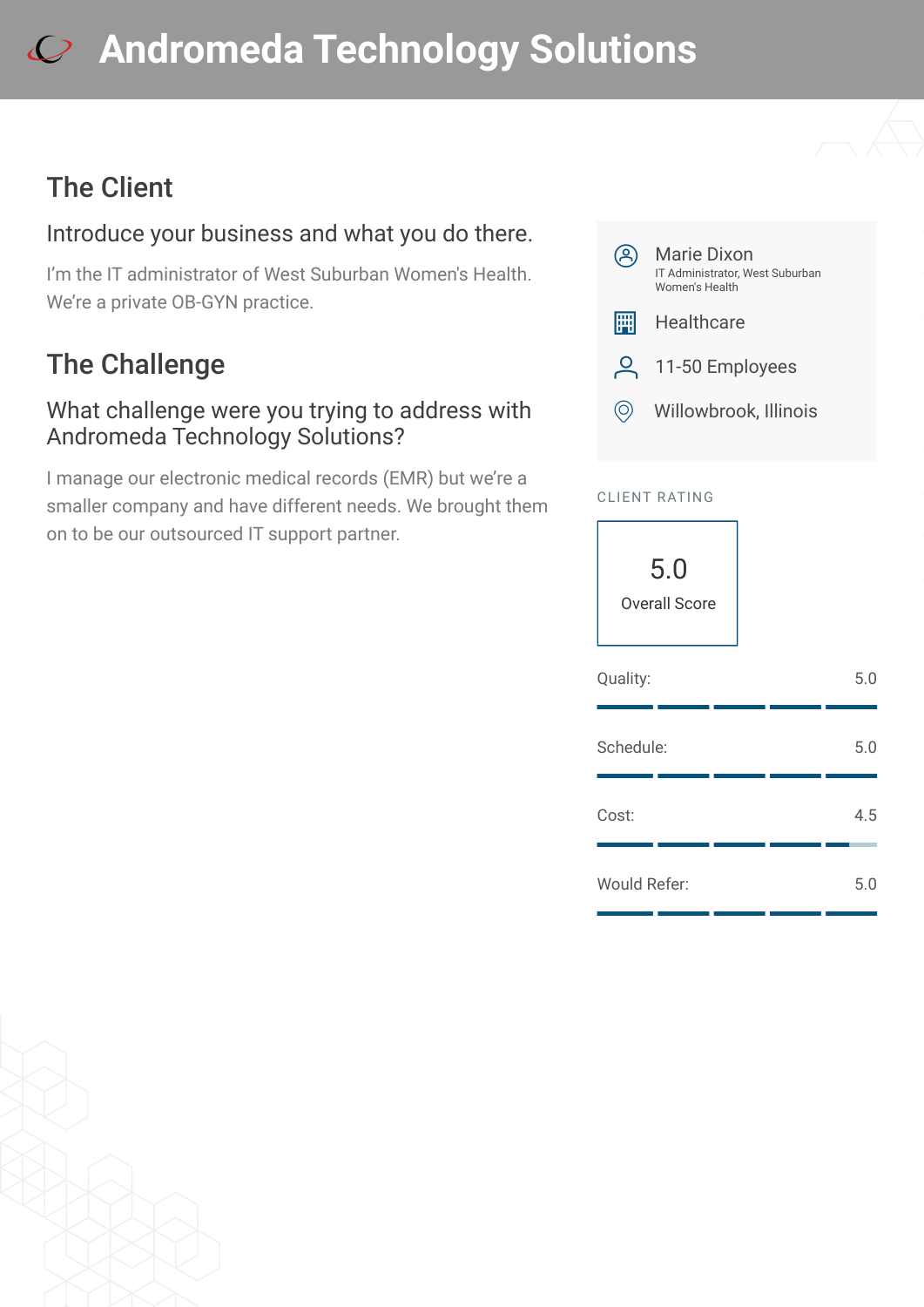# Andromeda Technology Solutions

## The Client

### Introduce your business and what you do there.

I'm the IT administrator of West Suburban Women's Health. We're a private OB-GYN practice.

## The Challenge

### What challenge were you trying to address with Andromeda Technology Solutions?

I manage our electronic medical records (EMR) but we're a smaller company and have different needs. We brought them on to be our outsourced IT support partner.

Marie Dixon
IT Administrator, West Suburban Women's Health

Healthcare

11-50 Employees

Willowbrook, Illinois

CLIENT RATING

5.0
Overall Score

| | |
|---|---|
| Quality: | 5.0 |
| Schedule: | 5.0 |
| Cost: | 4.5 |
| Would Refer: | 5.0 |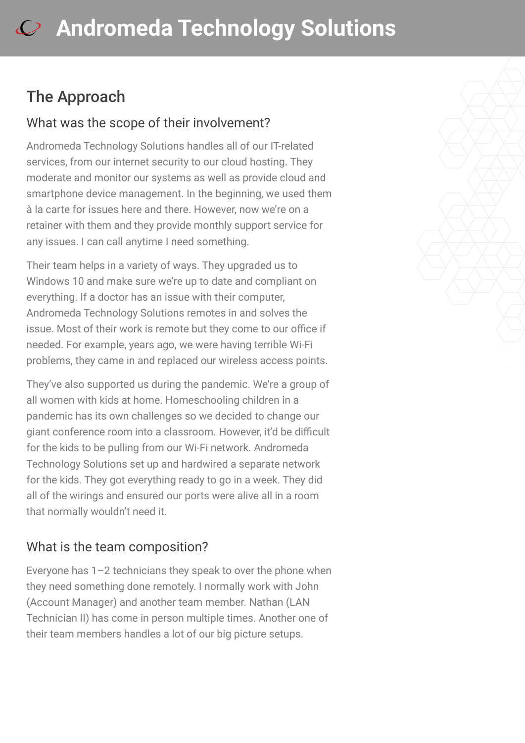## The Approach

### What was the scope of their involvement?

Andromeda Technology Solutions handles all of our IT-related services, from our internet security to our cloud hosting. They moderate and monitor our systems as well as provide cloud and smartphone device management. In the beginning, we used them à la carte for issues here and there. However, now we're on a retainer with them and they provide monthly support service for any issues. I can call anytime I need something.

Their team helps in a variety of ways. They upgraded us to Windows 10 and make sure we're up to date and compliant on everything. If a doctor has an issue with their computer, Andromeda Technology Solutions remotes in and solves the issue. Most of their work is remote but they come to our office if needed. For example, years ago, we were having terrible Wi-Fi problems, they came in and replaced our wireless access points.

They've also supported us during the pandemic. We're a group of all women with kids at home. Homeschooling children in a pandemic has its own challenges so we decided to change our giant conference room into a classroom. However, it'd be difficult for the kids to be pulling from our Wi-Fi network. Andromeda Technology Solutions set up and hardwired a separate network for the kids. They got everything ready to go in a week. They did all of the wirings and ensured our ports were alive all in a room that normally wouldn't need it.

### What is the team composition?

Everyone has 1–2 technicians they speak to over the phone when they need something done remotely. I normally work with John (Account Manager) and another team member. Nathan (LAN Technician II) has come in person multiple times. Another one of their team members handles a lot of our big picture setups.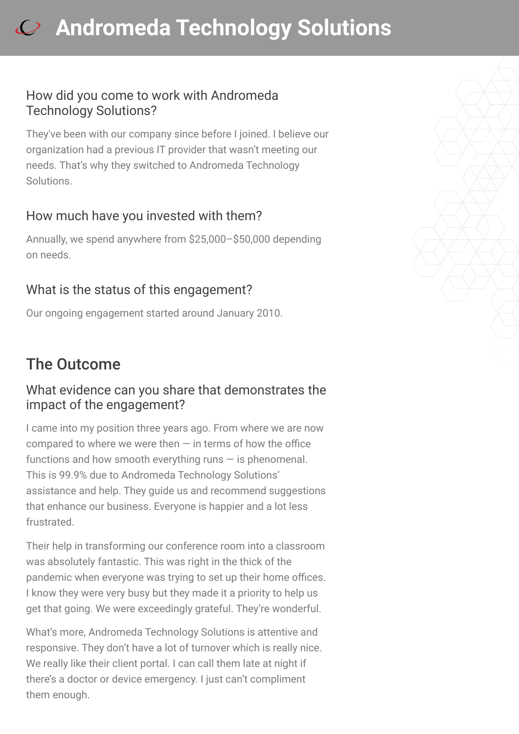### How did you come to work with Andromeda Technology Solutions?

They've been with our company since before I joined. I believe our organization had a previous IT provider that wasn't meeting our needs. That's why they switched to Andromeda Technology Solutions.

### How much have you invested with them?

Annually, we spend anywhere from $25,000–$50,000 depending on needs.

### What is the status of this engagement?

Our ongoing engagement started around January 2010.

## The Outcome

### What evidence can you share that demonstrates the impact of the engagement?

I came into my position three years ago. From where we are now compared to where we were then — in terms of how the office functions and how smooth everything runs — is phenomenal. This is 99.9% due to Andromeda Technology Solutions' assistance and help. They guide us and recommend suggestions that enhance our business. Everyone is happier and a lot less frustrated.

Their help in transforming our conference room into a classroom was absolutely fantastic. This was right in the thick of the pandemic when everyone was trying to set up their home offices. I know they were very busy but they made it a priority to help us get that going. We were exceedingly grateful. They're wonderful.

What's more, Andromeda Technology Solutions is attentive and responsive. They don't have a lot of turnover which is really nice. We really like their client portal. I can call them late at night if there's a doctor or device emergency. I just can't compliment them enough.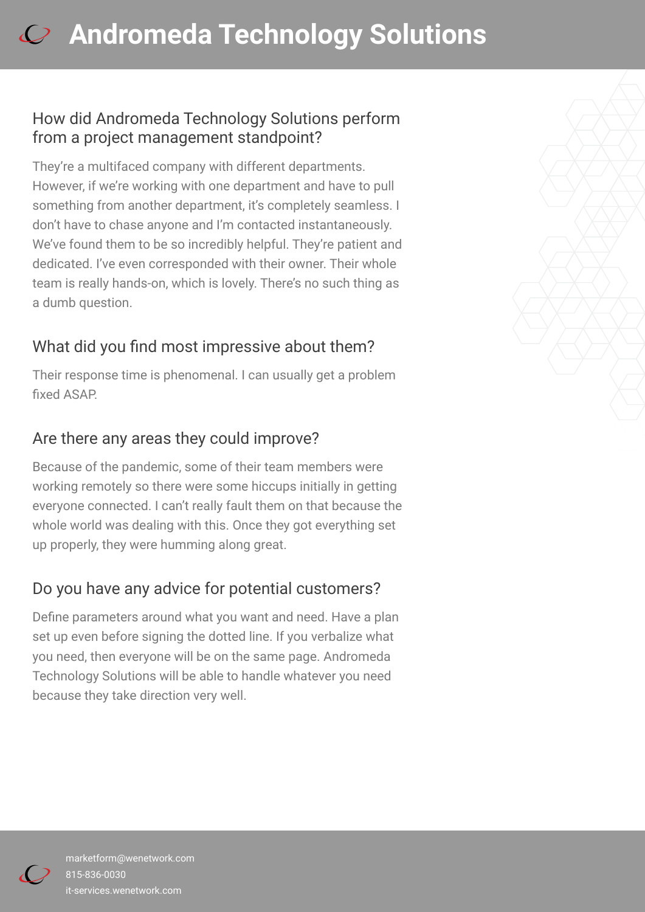# Andromeda Technology Solutions

## How did Andromeda Technology Solutions perform from a project management standpoint?

They're a multifaced company with different departments. However, if we're working with one department and have to pull something from another department, it's completely seamless. I don't have to chase anyone and I'm contacted instantaneously. We've found them to be so incredibly helpful. They're patient and dedicated. I've even corresponded with their owner. Their whole team is really hands-on, which is lovely. There's no such thing as a dumb question.

## What did you find most impressive about them?

Their response time is phenomenal. I can usually get a problem fixed ASAP.

## Are there any areas they could improve?

Because of the pandemic, some of their team members were working remotely so there were some hiccups initially in getting everyone connected. I can't really fault them on that because the whole world was dealing with this. Once they got everything set up properly, they were humming along great.

## Do you have any advice for potential customers?

Define parameters around what you want and need. Have a plan set up even before signing the dotted line. If you verbalize what you need, then everyone will be on the same page. Andromeda Technology Solutions will be able to handle whatever you need because they take direction very well.

marketform@wenetwork.com
815-836-0030
it-services.wenetwork.com